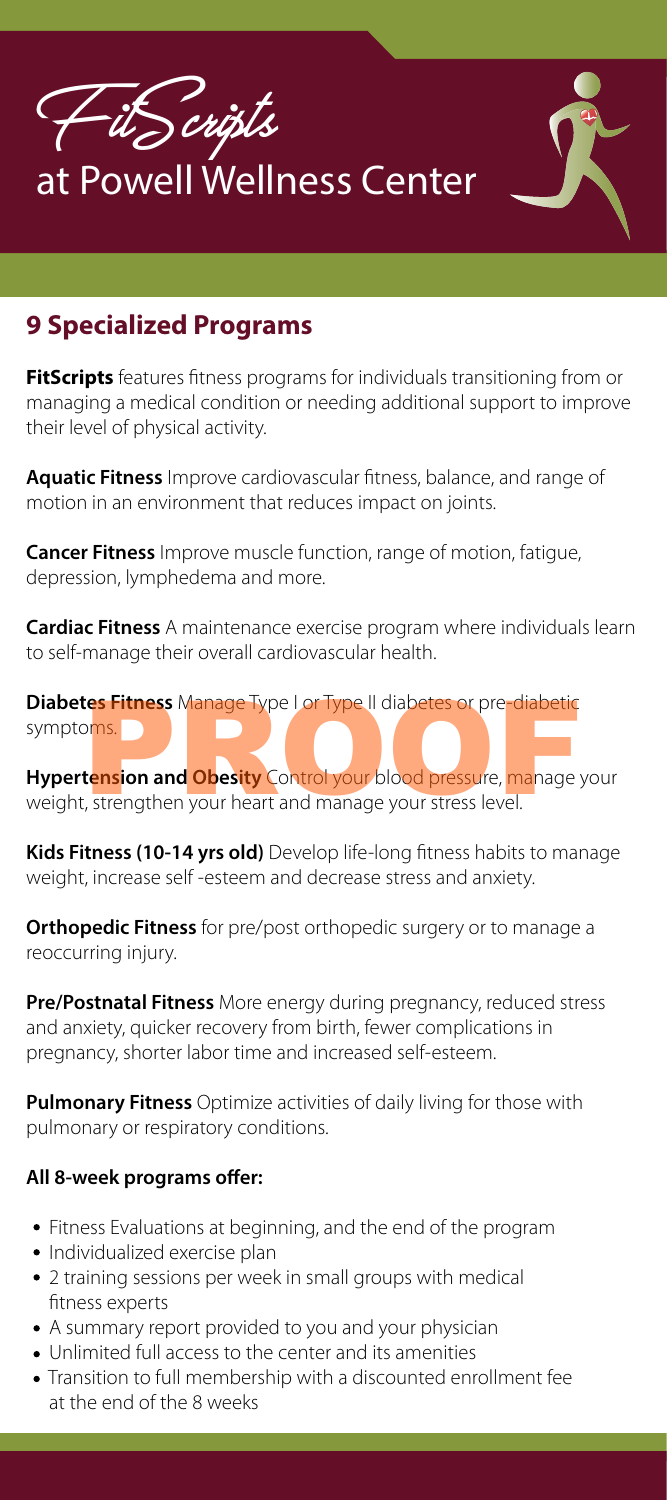# FitScripts

at Powell Wellness Center

## 9 Specialized Programs

**FitScripts** features fitness programs for individuals transitioning from or managing a medical condition or needing additional support to improve their level of physical activity.

**Aquatic Fitness** Improve cardiovascular fitness, balance, and range of motion in an environment that reduces impact on joints.

**Cancer Fitness** Improve muscle function, range of motion, fatigue, depression, lymphedema and more.

**Cardiac Fitness** A maintenance exercise program where individuals learn to self-manage their overall cardiovascular health.

**Diabetes Fitness** Manage Type I or Type II diabetes or pre-diabetic symptoms.

**Hypertension and Obesity** Control your blood pressure, manage your weight, strengthen your heart and manage your stress level.

**Kids Fitness (10-14 yrs old)** Develop life-long fitness habits to manage weight, increase self -esteem and decrease stress and anxiety.

**Orthopedic Fitness** for pre/post orthopedic surgery or to manage a reoccurring injury.

**Pre/Postnatal Fitness** More energy during pregnancy, reduced stress and anxiety, quicker recovery from birth, fewer complications in pregnancy, shorter labor time and increased self-esteem.

**Pulmonary Fitness** Optimize activities of daily living for those with pulmonary or respiratory conditions.

### All 8-week programs offer:

- Fitness Evaluations at beginning, and the end of the program
- Individualized exercise plan
- 2 training sessions per week in small groups with medical fitness experts
- A summary report provided to you and your physician
- Unlimited full access to the center and its amenities
- Transition to full membership with a discounted enrollment fee at the end of the 8 weeks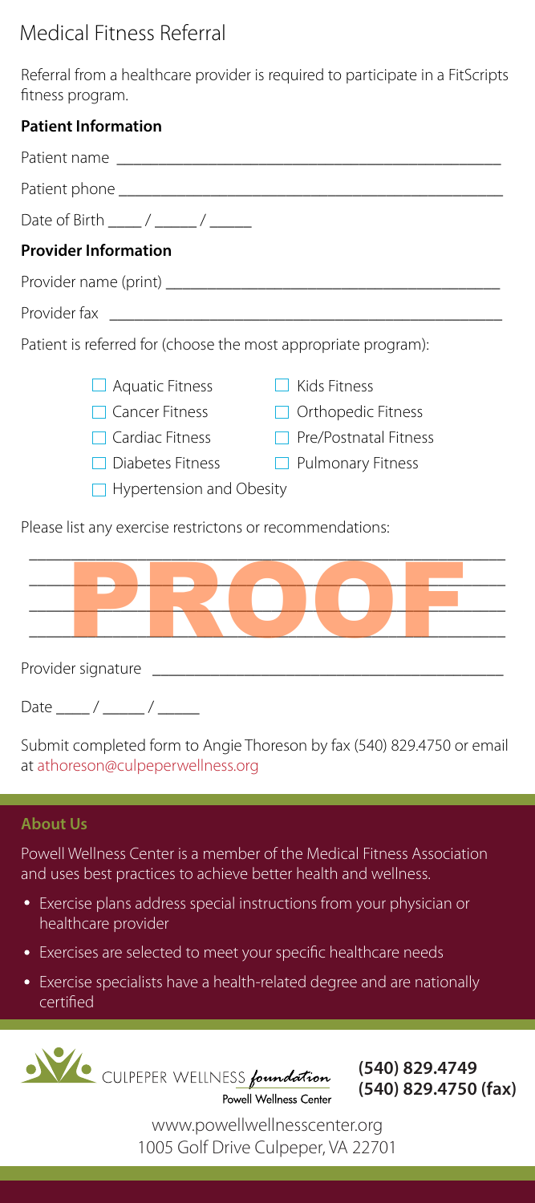# Medical Fitness Referral

Referral from a healthcare provider is required to participate in a FitScripts fitness program.

**Patient Information**

Patient name ______________________________________________

Patient phone ______________________________________________

Date of Birth ____ / _____ / _____

**Provider Information**

Provider name (print) ______________________________________

Provider fax ______________________________________________

Patient is referred for (choose the most appropriate program):

- ☐ Aquatic Fitness
- ☐ Cancer Fitness
- ☐ Cardiac Fitness
- ☐ Diabetes Fitness
- ☐ Hypertension and Obesity
- ☐ Kids Fitness
- ☐ Orthopedic Fitness
- ☐ Pre/Postnatal Fitness
- ☐ Pulmonary Fitness

Please list any exercise restrictons or recommendations:

______________________________________________________

______________________________________________________

______________________________________________________

______________________________________________________

PROOF

Provider signature ______________________________________

Date ____ / _____ / _____

Submit completed form to Angie Thoreson by fax (540) 829.4750 or email at athoreson@culpeperwellness.org

**About Us**

Powell Wellness Center is a member of the Medical Fitness Association and uses best practices to achieve better health and wellness.

- Exercise plans address special instructions from your physician or healthcare provider
- Exercises are selected to meet your specific healthcare needs
- Exercise specialists have a health-related degree and are nationally certified

CULPEPER WELLNESS *foundation*
Powell Wellness Center

**(540) 829.4749**
**(540) 829.4750 (fax)**

www.powellwellnesscenter.org
1005 Golf Drive Culpeper, VA 22701